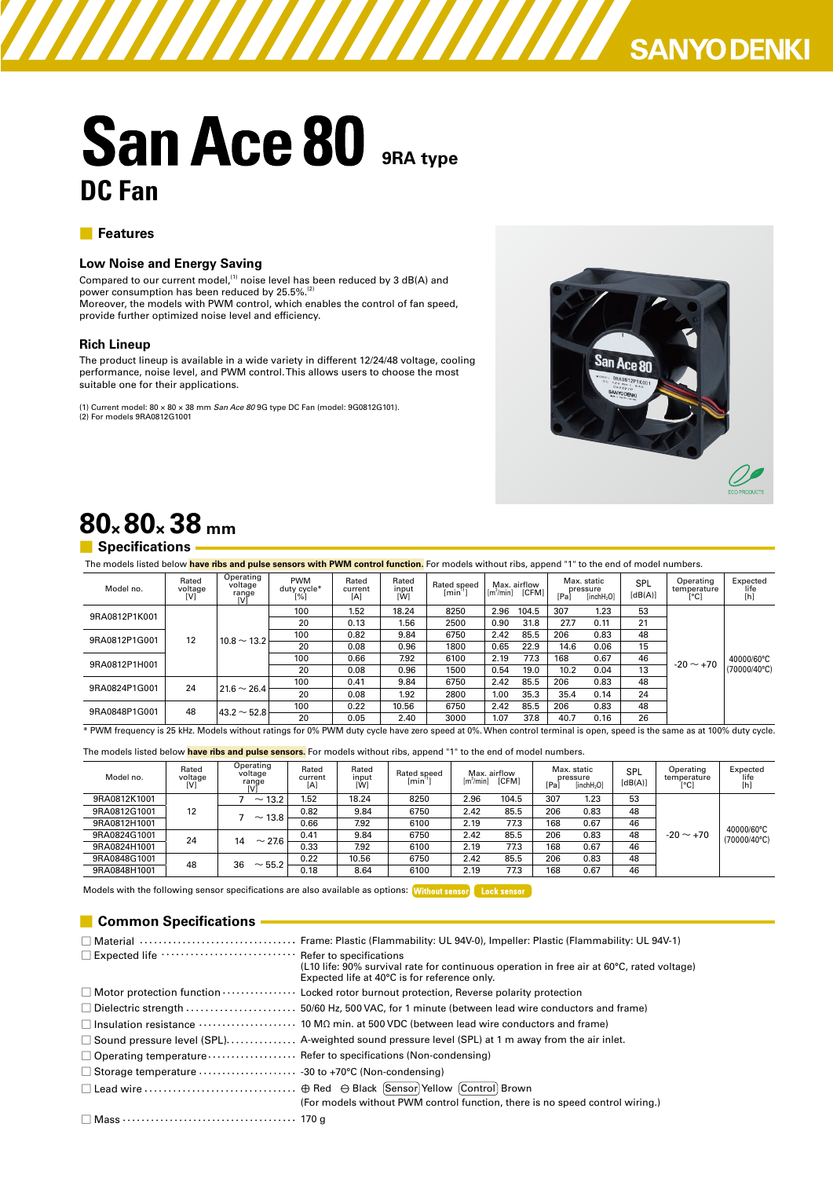SANYO DENKI

# San Ace 80 9RA type

# DC Fan

## Features

### Low Noise and Energy Saving

Compared to our current model,[1] noise level has been reduced by 3 dB(A) and power consumption has been reduced by 25.5%.[2]
Moreover, the models with PWM control, which enables the control of fan speed, provide further optimized noise level and efficiency.

### Rich Lineup

The product lineup is available in a wide variety in different 12/24/48 voltage, cooling performance, noise level, and PWM control. This allows users to choose the most suitable one for their applications.

(1) Current model: 80 × 80 × 38 mm *San Ace 80* 9G type DC Fan (model: 9G0812G101).
(2) For models 9RA0812G1001

# 80 × 80 × 38 mm

## Specifications

The models listed below **have ribs and pulse sensors with PWM control function.** For models without ribs, append "1" to the end of model numbers.

| Model no. | Rated voltage [V] | Operating voltage range [V] | PWM duty cycle* [%] | Rated current [A] | Rated input [W] | Rated speed [min⁻¹] | Max. airflow [m³/min] | Max. airflow [CFM] | Max. static pressure [Pa] | Max. static pressure [inchH₂O] | SPL [dB(A)] | Operating temperature [°C] | Expected life [h] |
|---|---|---|---|---|---|---|---|---|---|---|---|---|---|
| 9RA0812P1K001 | 12 | 10.8 ~ 13.2 | 100 | 1.52 | 18.24 | 8250 | 2.96 | 104.5 | 307 | 1.23 | 53 | -20 ~ +70 | 40000/60°C (70000/40°C) |
| | | | 20 | 0.13 | 1.56 | 2500 | 0.90 | 31.8 | 27.7 | 0.11 | 21 | | |
| 9RA0812P1G001 | | | 100 | 0.82 | 9.84 | 6750 | 2.42 | 85.5 | 206 | 0.83 | 48 | | |
| | | | 20 | 0.08 | 0.96 | 1800 | 0.65 | 22.9 | 14.6 | 0.06 | 15 | | |
| 9RA0812P1H001 | | | 100 | 0.66 | 7.92 | 6100 | 2.19 | 77.3 | 168 | 0.67 | 46 | | |
| | | | 20 | 0.08 | 0.96 | 1500 | 0.54 | 19.0 | 10.2 | 0.04 | 13 | | |
| 9RA0824P1G001 | 24 | 21.6 ~ 26.4 | 100 | 0.41 | 9.84 | 6750 | 2.42 | 85.5 | 206 | 0.83 | 48 | | |
| | | | 20 | 0.08 | 1.92 | 2800 | 1.00 | 35.3 | 35.4 | 0.14 | 24 | | |
| 9RA0848P1G001 | 48 | 43.2 ~ 52.8 | 100 | 0.22 | 10.56 | 6750 | 2.42 | 85.5 | 206 | 0.83 | 48 | | |
| | | | 20 | 0.05 | 2.40 | 3000 | 1.07 | 37.8 | 40.7 | 0.16 | 26 | | |

\* PWM frequency is 25 kHz. Models without ratings for 0% PWM duty cycle have zero speed at 0%. When control terminal is open, speed is the same as at 100% duty cycle.

The models listed below **have ribs and pulse sensors.** For models without ribs, append "1" to the end of model numbers.

| Model no. | Rated voltage [V] | Operating voltage range [V] | Rated current [A] | Rated input [W] | Rated speed [min⁻¹] | Max. airflow [m³/min] | Max. airflow [CFM] | Max. static pressure [Pa] | Max. static pressure [inchH₂O] | SPL [dB(A)] | Operating temperature [°C] | Expected life [h] |
|---|---|---|---|---|---|---|---|---|---|---|---|---|
| 9RA0812K1001 | 12 | 7 ~ 13.2 | 1.52 | 18.24 | 8250 | 2.96 | 104.5 | 307 | 1.23 | 53 | -20 ~ +70 | 40000/60°C (70000/40°C) |
| 9RA0812G1001 | | 7 ~ 13.8 | 0.82 | 9.84 | 6750 | 2.42 | 85.5 | 206 | 0.83 | 48 | | |
| 9RA0812H1001 | | | 0.66 | 7.92 | 6100 | 2.19 | 77.3 | 168 | 0.67 | 46 | | |
| 9RA0824G1001 | 24 | 14 ~ 27.6 | 0.41 | 9.84 | 6750 | 2.42 | 85.5 | 206 | 0.83 | 48 | | |
| 9RA0824H1001 | | | 0.33 | 7.92 | 6100 | 2.19 | 77.3 | 168 | 0.67 | 46 | | |
| 9RA0848G1001 | 48 | 36 ~ 55.2 | 0.22 | 10.56 | 6750 | 2.42 | 85.5 | 206 | 0.83 | 48 | | |
| 9RA0848H1001 | | | 0.18 | 8.64 | 6100 | 2.19 | 77.3 | 168 | 0.67 | 46 | | |

Models with the following sensor specifications are also available as options: Without sensor / Lock sensor

## Common Specifications

- Material: Frame: Plastic (Flammability: UL 94V-0), Impeller: Plastic (Flammability: UL 94V-1)
- Expected life: Refer to specifications
  (L10 life: 90% survival rate for continuous operation in free air at 60°C, rated voltage)
  Expected life at 40°C is for reference only.
- Motor protection function: Locked rotor burnout protection, Reverse polarity protection
- Dielectric strength: 50/60 Hz, 500 VAC, for 1 minute (between lead wire conductors and frame)
- Insulation resistance: 10 MΩ min. at 500 VDC (between lead wire conductors and frame)
- Sound pressure level (SPL): A-weighted sound pressure level (SPL) at 1 m away from the air inlet.
- Operating temperature: Refer to specifications (Non-condensing)
- Storage temperature: -30 to +70°C (Non-condensing)
- Lead wire: ⊕ Red ⊖ Black [Sensor] Yellow [Control] Brown
  (For models without PWM control function, there is no speed control wiring.)
- Mass: 170 g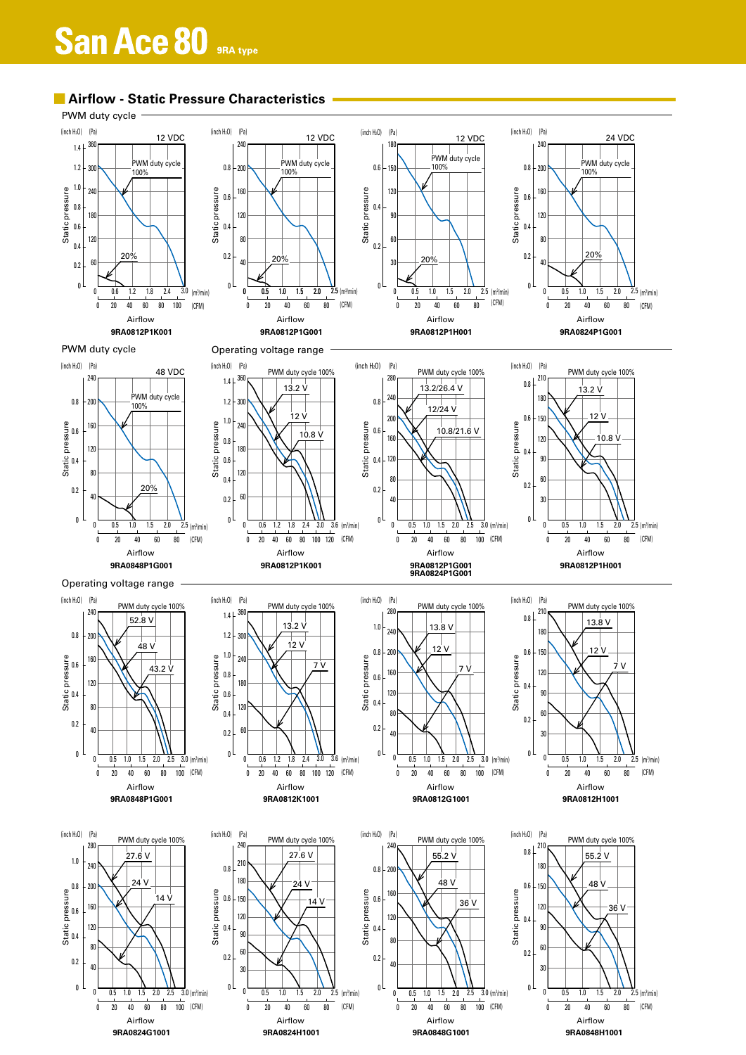# San Ace 80 9RA type

## Airflow - Static Pressure Characteristics

### PWM duty cycle

12 VDC — PWM duty cycle 100%, 20%

Static pressure (inch H₂O) (Pa) / Airflow (m³/min) (CFM)

9RA0812P1K001

12 VDC — PWM duty cycle 100%, 20%

9RA0812P1G001

12 VDC — PWM duty cycle 100%, 20%

9RA0812P1H001

24 VDC — PWM duty cycle 100%, 20%

9RA0824P1G001

### PWM duty cycle

48 VDC — PWM duty cycle 100%, 20%

9RA0848P1G001

### Operating voltage range

PWM duty cycle 100% — 13.2 V, 12 V, 10.8 V

9RA0812P1K001

PWM duty cycle 100% — 13.2/26.4 V, 12/24 V, 10.8/21.6 V

9RA0812P1G001
9RA0824P1G001

PWM duty cycle 100% — 13.2 V, 12 V, 10.8 V

9RA0812P1H001

### Operating voltage range

PWM duty cycle 100% — 52.8 V, 48 V, 43.2 V

9RA0848P1G001

PWM duty cycle 100% — 13.2 V, 12 V, 7 V

9RA0812K1001

PWM duty cycle 100% — 13.8 V, 12 V, 7 V

9RA0812G1001

PWM duty cycle 100% — 13.8 V, 12 V, 7 V

9RA0812H1001

PWM duty cycle 100% — 27.6 V, 24 V, 14 V

9RA0824G1001

PWM duty cycle 100% — 27.6 V, 24 V, 14 V

9RA0824H1001

PWM duty cycle 100% — 55.2 V, 48 V, 36 V

9RA0848G1001

PWM duty cycle 100% — 55.2 V, 48 V, 36 V

9RA0848H1001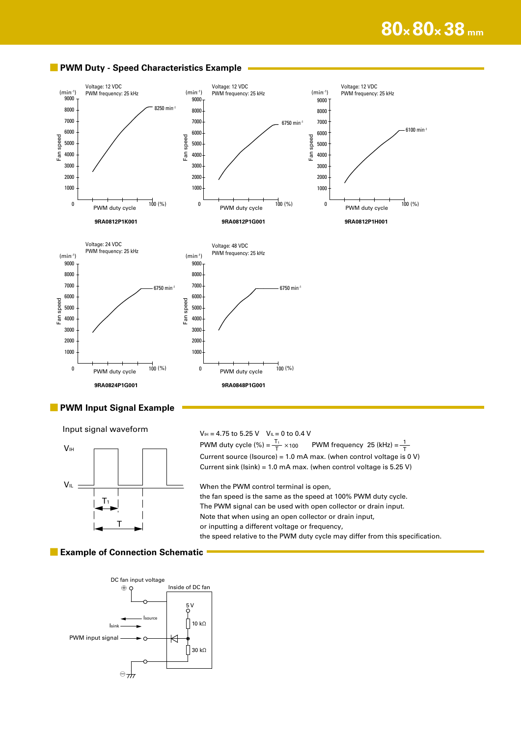# 80×80×38 mm

## PWM Duty - Speed Characteristics Example

Voltage: 12 VDC
PWM frequency: 25 kHz

(min⁻¹) Fan speed: 0, 1000, 2000, 3000, 4000, 5000, 6000, 7000, 8000, 9000
PWM duty cycle: 100 (%)
8250 min⁻¹

**9RA0812P1K001**

Voltage: 12 VDC
PWM frequency: 25 kHz

(min⁻¹) Fan speed: 0, 1000, 2000, 3000, 4000, 5000, 6000, 7000, 8000, 9000
PWM duty cycle: 100 (%)
6750 min⁻¹

**9RA0812P1G001**

Voltage: 12 VDC
PWM frequency: 25 kHz

(min⁻¹) Fan speed: 0, 1000, 2000, 3000, 4000, 5000, 6000, 7000, 8000, 9000
PWM duty cycle: 100 (%)
6100 min⁻¹

**9RA0812P1H001**

Voltage: 24 VDC
PWM frequency: 25 kHz

(min⁻¹) Fan speed: 0, 1000, 2000, 3000, 4000, 5000, 6000, 7000, 8000, 9000
PWM duty cycle: 100 (%)
6750 min⁻¹

**9RA0824P1G001**

Voltage: 48 VDC
PWM frequency: 25 kHz

(min⁻¹) Fan speed: 0, 1000, 2000, 3000, 4000, 5000, 6000, 7000, 8000, 9000
PWM duty cycle: 100 (%)
6750 min⁻¹

**9RA0848P1G001**

## PWM Input Signal Example

Input signal waveform

$V_{IH}$, $V_{IL}$, $T_1$, $T$

$V_{IH}$ = 4.75 to 5.25 V  $V_{IL}$ = 0 to 0.4 V

PWM duty cycle (%) = $\frac{T_1}{T} \times 100$  PWM frequency 25 (kHz) = $\frac{1}{T}$

Current source (Isource) = 1.0 mA max. (when control voltage is 0 V)

Current sink (Isink) = 1.0 mA max. (when control voltage is 5.25 V)

When the PWM control terminal is open,
the fan speed is the same as the speed at 100% PWM duty cycle.
The PWM signal can be used with open collector or drain input.
Note that when using an open collector or drain input,
or inputting a different voltage or frequency,
the speed relative to the PWM duty cycle may differ from this specification.

## Example of Connection Schematic

DC fan input voltage ⊕
Inside of DC fan
5 V
10 kΩ
30 kΩ
Isource
Isink
PWM input signal
⊖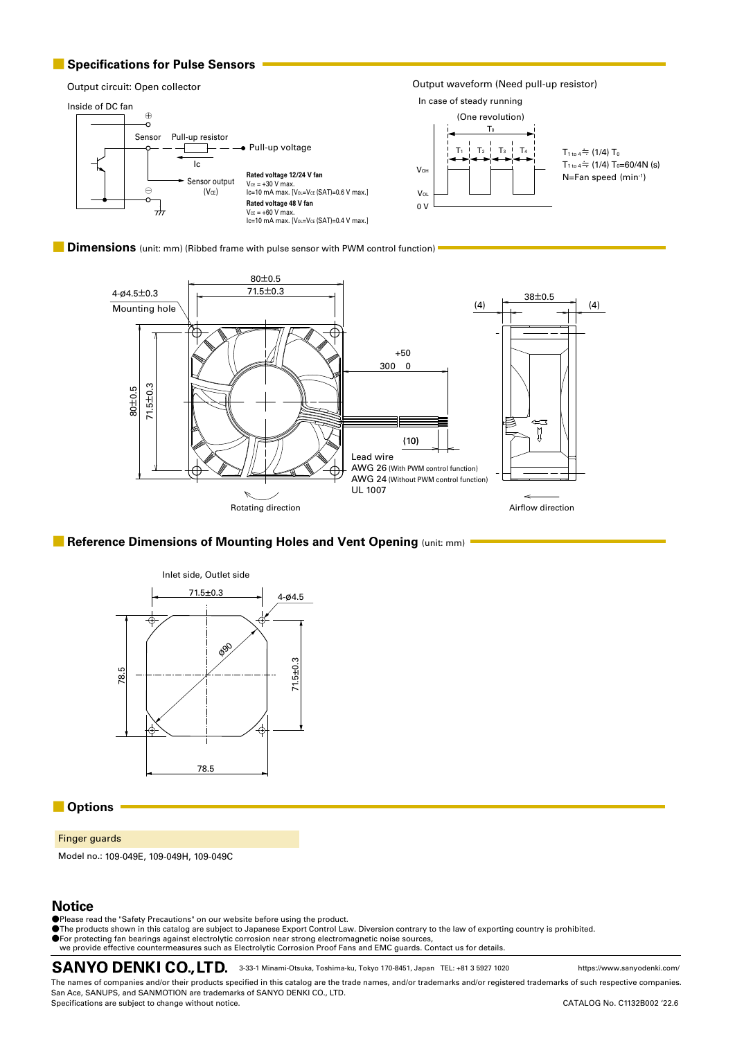## Specifications for Pulse Sensors

Output circuit: Open collector

Inside of DC fan

Sensor

Pull-up resistor

Pull-up voltage

Ic

Sensor output ($V_{CE}$)

**Rated voltage 12/24 V fan**
$V_{CE}$ = +30 V max.
Ic=10 mA max. [$V_{OL}$=$V_{CE}$ (SAT)=0.6 V max.]

**Rated voltage 48 V fan**
$V_{CE}$ = +60 V max.
Ic=10 mA max. [$V_{OL}$=$V_{CE}$ (SAT)=0.4 V max.]

Output waveform (Need pull-up resistor)

In case of steady running

(One revolution)

$T_0$

$T_1$ $T_2$ $T_3$ $T_4$

$V_{OH}$

$V_{OL}$

0 V

$T_{1 \text{ to } 4} \fallingdotseq (1/4)\ T_0$

$T_{1 \text{ to } 4} \fallingdotseq (1/4)\ T_0 = 60/4N$ (s)

N=Fan speed ($min^{-1}$)

## Dimensions (unit: mm) (Ribbed frame with pulse sensor with PWM control function)

80±0.5

71.5±0.3

4-ø4.5±0.3

Mounting hole

80±0.5

71.5±0.3

+50
300 0

(10)

Lead wire
AWG 26 (With PWM control function)
AWG 24 (Without PWM control function)
UL 1007

Rotating direction

(4) 38±0.5 (4)

Airflow direction

## Reference Dimensions of Mounting Holes and Vent Opening (unit: mm)

Inlet side, Outlet side

71.5±0.3

4-ø4.5

ø90

78.5

71.5±0.3

78.5

## Options

Finger guards

Model no.: 109-049E, 109-049H, 109-049C

## Notice

- Please read the "Safety Precautions" on our website before using the product.
- The products shown in this catalog are subject to Japanese Export Control Law. Diversion contrary to the law of exporting country is prohibited.
- For protecting fan bearings against electrolytic corrosion near strong electromagnetic noise sources, we provide effective countermeasures such as Electrolytic Corrosion Proof Fans and EMC guards. Contact us for details.

**SANYO DENKI CO., LTD.** 3-33-1 Minami-Otsuka, Toshima-ku, Tokyo 170-8451, Japan TEL: +81 3 5927 1020 https://www.sanyodenki.com/

The names of companies and/or their products specified in this catalog are the trade names, and/or trademarks and/or registered trademarks of such respective companies.
San Ace, SANUPS, and SANMOTION are trademarks of SANYO DENKI CO., LTD.
Specifications are subject to change without notice.

CATALOG No. C1132B002 '22.6